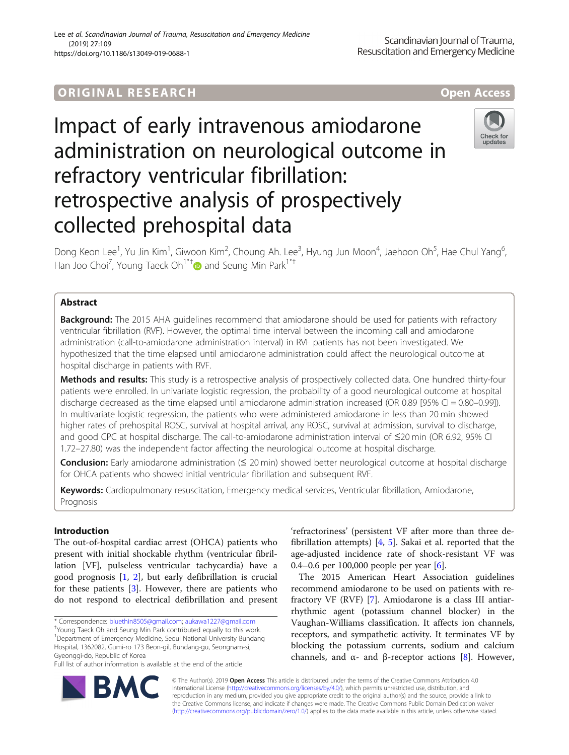ORIGINAL RESEARCH

Open Access

# Impact of early intravenous amiodarone administration on neurological outcome in refractory ventricular fibrillation: retrospective analysis of prospectively collected prehospital data

Dong Keon Lee[1], Yu Jin Kim[1], Giwoon Kim[2], Choung Ah. Lee[3], Hyung Jun Moon[4], Jaehoon Oh[5], Hae Chul Yang[6], Han Joo Choi[7], Young Taeck Oh[1*†] and Seung Min Park[1*†]

## Abstract

**Background:** The 2015 AHA guidelines recommend that amiodarone should be used for patients with refractory ventricular fibrillation (RVF). However, the optimal time interval between the incoming call and amiodarone administration (call-to-amiodarone administration interval) in RVF patients has not been investigated. We hypothesized that the time elapsed until amiodarone administration could affect the neurological outcome at hospital discharge in patients with RVF.

**Methods and results:** This study is a retrospective analysis of prospectively collected data. One hundred thirty-four patients were enrolled. In univariate logistic regression, the probability of a good neurological outcome at hospital discharge decreased as the time elapsed until amiodarone administration increased (OR 0.89 [95% CI = 0.80–0.99]). In multivariate logistic regression, the patients who were administered amiodarone in less than 20 min showed higher rates of prehospital ROSC, survival at hospital arrival, any ROSC, survival at admission, survival to discharge, and good CPC at hospital discharge. The call-to-amiodarone administration interval of ≤20 min (OR 6.92, 95% CI 1.72–27.80) was the independent factor affecting the neurological outcome at hospital discharge.

**Conclusion:** Early amiodarone administration (≤ 20 min) showed better neurological outcome at hospital discharge for OHCA patients who showed initial ventricular fibrillation and subsequent RVF.

**Keywords:** Cardiopulmonary resuscitation, Emergency medical services, Ventricular fibrillation, Amiodarone, Prognosis

## Introduction

The out-of-hospital cardiac arrest (OHCA) patients who present with initial shockable rhythm (ventricular fibrillation [VF], pulseless ventricular tachycardia) have a good prognosis [1, 2], but early defibrillation is crucial for these patients [3]. However, there are patients who do not respond to electrical defibrillation and present 'refractoriness' (persistent VF after more than three defibrillation attempts) [4, 5]. Sakai et al. reported that the age-adjusted incidence rate of shock-resistant VF was 0.4–0.6 per 100,000 people per year [6].

The 2015 American Heart Association guidelines recommend amiodarone to be used on patients with refractory VF (RVF) [7]. Amiodarone is a class III antiarrhythmic agent (potassium channel blocker) in the Vaughan-Williams classification. It affects ion channels, receptors, and sympathetic activity. It terminates VF by blocking the potassium currents, sodium and calcium channels, and α- and β-receptor actions [8]. However,

\* Correspondence: bluethin8505@gmail.com; aukawa1227@gmail.com
†Young Taeck Oh and Seung Min Park contributed equally to this work.
[1]Department of Emergency Medicine, Seoul National University Bundang Hospital, 1362082, Gumi-ro 173 Beon-gil, Bundang-gu, Seongnam-si, Gyeonggi-do, Republic of Korea
Full list of author information is available at the end of the article

© The Author(s). 2019 **Open Access** This article is distributed under the terms of the Creative Commons Attribution 4.0 International License (http://creativecommons.org/licenses/by/4.0/), which permits unrestricted use, distribution, and reproduction in any medium, provided you give appropriate credit to the original author(s) and the source, provide a link to the Creative Commons license, and indicate if changes were made. The Creative Commons Public Domain Dedication waiver (http://creativecommons.org/publicdomain/zero/1.0/) applies to the data made available in this article, unless otherwise stated.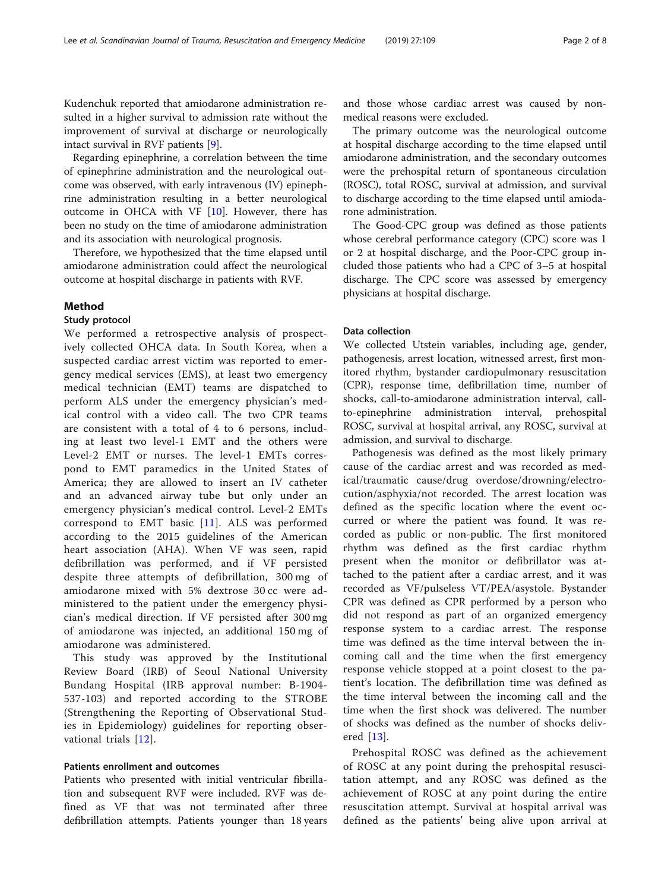Kudenchuk reported that amiodarone administration resulted in a higher survival to admission rate without the improvement of survival at discharge or neurologically intact survival in RVF patients [9].

Regarding epinephrine, a correlation between the time of epinephrine administration and the neurological outcome was observed, with early intravenous (IV) epinephrine administration resulting in a better neurological outcome in OHCA with VF [10]. However, there has been no study on the time of amiodarone administration and its association with neurological prognosis.

Therefore, we hypothesized that the time elapsed until amiodarone administration could affect the neurological outcome at hospital discharge in patients with RVF.

## Method

### Study protocol

We performed a retrospective analysis of prospectively collected OHCA data. In South Korea, when a suspected cardiac arrest victim was reported to emergency medical services (EMS), at least two emergency medical technician (EMT) teams are dispatched to perform ALS under the emergency physician's medical control with a video call. The two CPR teams are consistent with a total of 4 to 6 persons, including at least two level-1 EMT and the others were Level-2 EMT or nurses. The level-1 EMTs correspond to EMT paramedics in the United States of America; they are allowed to insert an IV catheter and an advanced airway tube but only under an emergency physician's medical control. Level-2 EMTs correspond to EMT basic [11]. ALS was performed according to the 2015 guidelines of the American heart association (AHA). When VF was seen, rapid defibrillation was performed, and if VF persisted despite three attempts of defibrillation, 300 mg of amiodarone mixed with 5% dextrose 30 cc were administered to the patient under the emergency physician's medical direction. If VF persisted after 300 mg of amiodarone was injected, an additional 150 mg of amiodarone was administered.

This study was approved by the Institutional Review Board (IRB) of Seoul National University Bundang Hospital (IRB approval number: B-1904-537-103) and reported according to the STROBE (Strengthening the Reporting of Observational Studies in Epidemiology) guidelines for reporting observational trials [12].

### Patients enrollment and outcomes

Patients who presented with initial ventricular fibrillation and subsequent RVF were included. RVF was defined as VF that was not terminated after three defibrillation attempts. Patients younger than 18 years and those whose cardiac arrest was caused by non-medical reasons were excluded.

The primary outcome was the neurological outcome at hospital discharge according to the time elapsed until amiodarone administration, and the secondary outcomes were the prehospital return of spontaneous circulation (ROSC), total ROSC, survival at admission, and survival to discharge according to the time elapsed until amiodarone administration.

The Good-CPC group was defined as those patients whose cerebral performance category (CPC) score was 1 or 2 at hospital discharge, and the Poor-CPC group included those patients who had a CPC of 3–5 at hospital discharge. The CPC score was assessed by emergency physicians at hospital discharge.

### Data collection

We collected Utstein variables, including age, gender, pathogenesis, arrest location, witnessed arrest, first monitored rhythm, bystander cardiopulmonary resuscitation (CPR), response time, defibrillation time, number of shocks, call-to-amiodarone administration interval, call-to-epinephrine administration interval, prehospital ROSC, survival at hospital arrival, any ROSC, survival at admission, and survival to discharge.

Pathogenesis was defined as the most likely primary cause of the cardiac arrest and was recorded as medical/traumatic cause/drug overdose/drowning/electrocution/asphyxia/not recorded. The arrest location was defined as the specific location where the event occurred or where the patient was found. It was recorded as public or non-public. The first monitored rhythm was defined as the first cardiac rhythm present when the monitor or defibrillator was attached to the patient after a cardiac arrest, and it was recorded as VF/pulseless VT/PEA/asystole. Bystander CPR was defined as CPR performed by a person who did not respond as part of an organized emergency response system to a cardiac arrest. The response time was defined as the time interval between the incoming call and the time when the first emergency response vehicle stopped at a point closest to the patient's location. The defibrillation time was defined as the time interval between the incoming call and the time when the first shock was delivered. The number of shocks was defined as the number of shocks delivered [13].

Prehospital ROSC was defined as the achievement of ROSC at any point during the prehospital resuscitation attempt, and any ROSC was defined as the achievement of ROSC at any point during the entire resuscitation attempt. Survival at hospital arrival was defined as the patients' being alive upon arrival at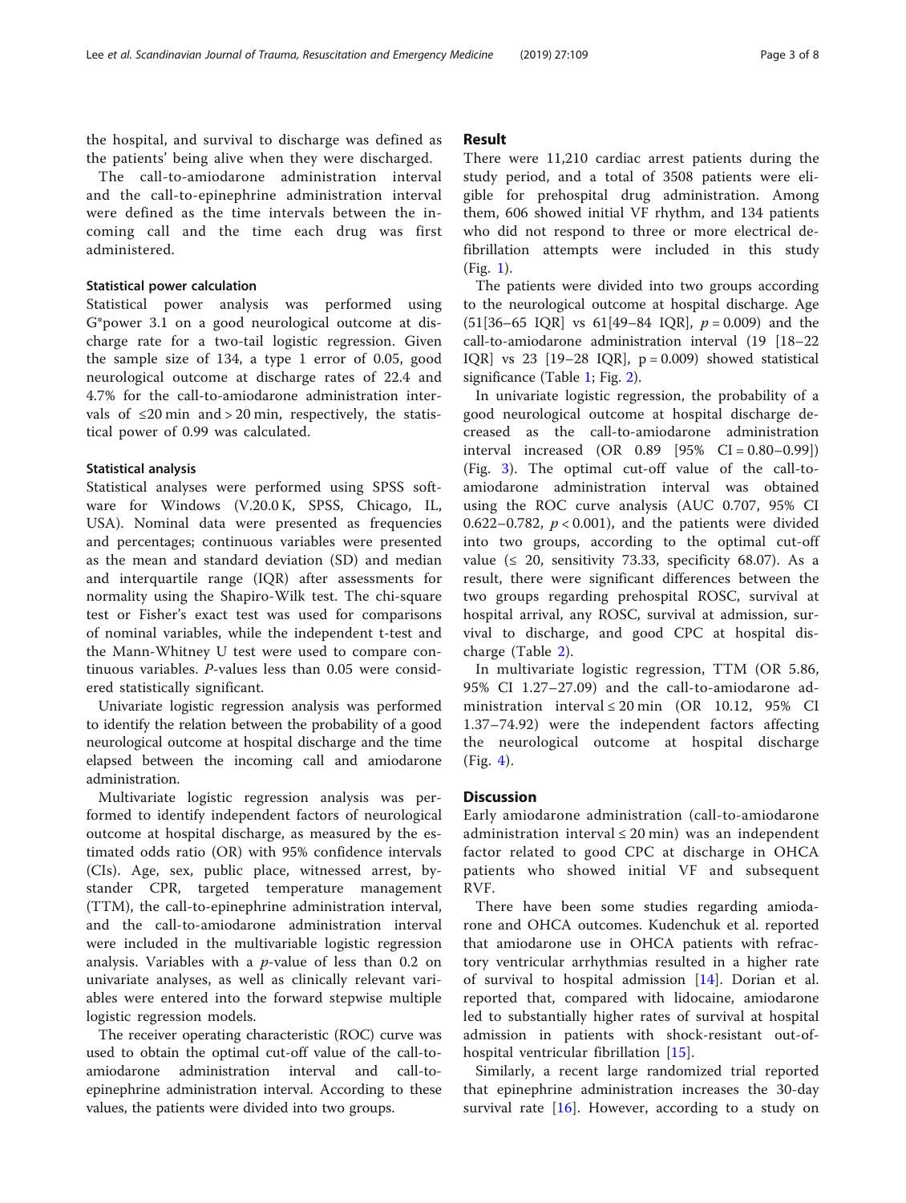the hospital, and survival to discharge was defined as the patients' being alive when they were discharged.

The call-to-amiodarone administration interval and the call-to-epinephrine administration interval were defined as the time intervals between the incoming call and the time each drug was first administered.

### Statistical power calculation

Statistical power analysis was performed using G*power 3.1 on a good neurological outcome at discharge rate for a two-tail logistic regression. Given the sample size of 134, a type 1 error of 0.05, good neurological outcome at discharge rates of 22.4 and 4.7% for the call-to-amiodarone administration intervals of ≤20 min and > 20 min, respectively, the statistical power of 0.99 was calculated.

### Statistical analysis

Statistical analyses were performed using SPSS software for Windows (V.20.0 K, SPSS, Chicago, IL, USA). Nominal data were presented as frequencies and percentages; continuous variables were presented as the mean and standard deviation (SD) and median and interquartile range (IQR) after assessments for normality using the Shapiro-Wilk test. The chi-square test or Fisher's exact test was used for comparisons of nominal variables, while the independent t-test and the Mann-Whitney U test were used to compare continuous variables. *P*-values less than 0.05 were considered statistically significant.

Univariate logistic regression analysis was performed to identify the relation between the probability of a good neurological outcome at hospital discharge and the time elapsed between the incoming call and amiodarone administration.

Multivariate logistic regression analysis was performed to identify independent factors of neurological outcome at hospital discharge, as measured by the estimated odds ratio (OR) with 95% confidence intervals (CIs). Age, sex, public place, witnessed arrest, bystander CPR, targeted temperature management (TTM), the call-to-epinephrine administration interval, and the call-to-amiodarone administration interval were included in the multivariable logistic regression analysis. Variables with a *p*-value of less than 0.2 on univariate analyses, as well as clinically relevant variables were entered into the forward stepwise multiple logistic regression models.

The receiver operating characteristic (ROC) curve was used to obtain the optimal cut-off value of the call-to-amiodarone administration interval and call-to-epinephrine administration interval. According to these values, the patients were divided into two groups.

## Result

There were 11,210 cardiac arrest patients during the study period, and a total of 3508 patients were eligible for prehospital drug administration. Among them, 606 showed initial VF rhythm, and 134 patients who did not respond to three or more electrical defibrillation attempts were included in this study (Fig. 1).

The patients were divided into two groups according to the neurological outcome at hospital discharge. Age (51[36–65 IQR] vs 61[49–84 IQR], $p = 0.009$) and the call-to-amiodarone administration interval (19 [18–22 IQR] vs 23 [19–28 IQR], $p = 0.009$) showed statistical significance (Table 1; Fig. 2).

In univariate logistic regression, the probability of a good neurological outcome at hospital discharge decreased as the call-to-amiodarone administration interval increased (OR 0.89 [95% CI = 0.80–0.99]) (Fig. 3). The optimal cut-off value of the call-to-amiodarone administration interval was obtained using the ROC curve analysis (AUC 0.707, 95% CI 0.622–0.782, $p < 0.001$), and the patients were divided into two groups, according to the optimal cut-off value (≤ 20, sensitivity 73.33, specificity 68.07). As a result, there were significant differences between the two groups regarding prehospital ROSC, survival at hospital arrival, any ROSC, survival at admission, survival to discharge, and good CPC at hospital discharge (Table 2).

In multivariate logistic regression, TTM (OR 5.86, 95% CI 1.27–27.09) and the call-to-amiodarone administration interval ≤ 20 min (OR 10.12, 95% CI 1.37–74.92) were the independent factors affecting the neurological outcome at hospital discharge (Fig. 4).

## Discussion

Early amiodarone administration (call-to-amiodarone administration interval ≤ 20 min) was an independent factor related to good CPC at discharge in OHCA patients who showed initial VF and subsequent RVF.

There have been some studies regarding amiodarone and OHCA outcomes. Kudenchuk et al. reported that amiodarone use in OHCA patients with refractory ventricular arrhythmias resulted in a higher rate of survival to hospital admission [14]. Dorian et al. reported that, compared with lidocaine, amiodarone led to substantially higher rates of survival at hospital admission in patients with shock-resistant out-of-hospital ventricular fibrillation [15].

Similarly, a recent large randomized trial reported that epinephrine administration increases the 30-day survival rate [16]. However, according to a study on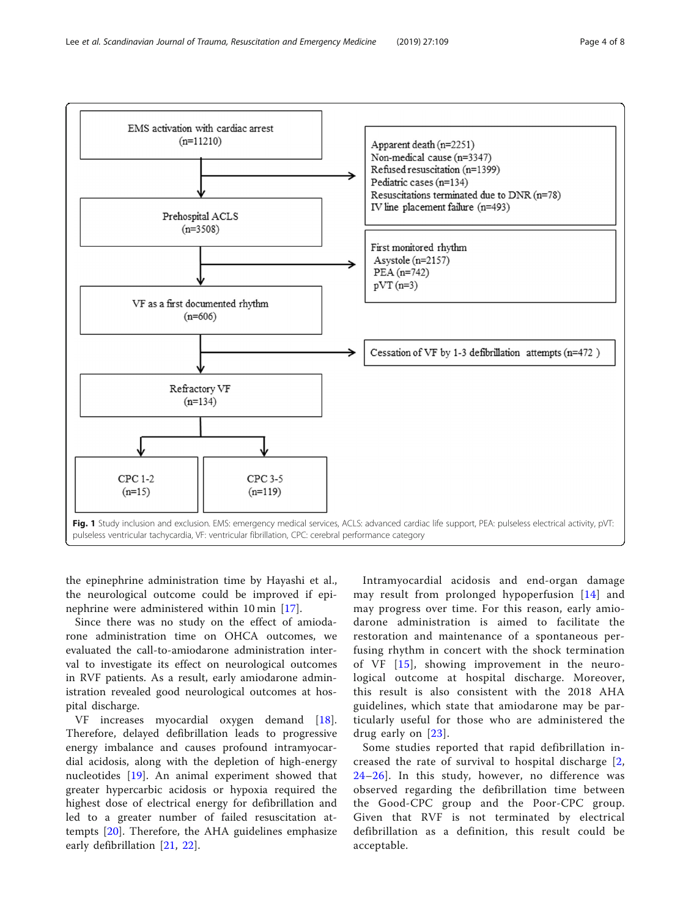EMS activation with cardiac arrest (n=11210)

Apparent death (n=2251)
Non-medical cause (n=3347)
Refused resuscitation (n=1399)
Pediatric cases (n=134)
Resuscitations terminated due to DNR (n=78)
IV line placement failure (n=493)

Prehospital ACLS (n=3508)

First monitored rhythm
Asystole (n=2157)
PEA (n=742)
pVT (n=3)

VF as a first documented rhythm (n=606)

Cessation of VF by 1-3 defibrillation attempts (n=472)

Refractory VF (n=134)

CPC 1-2 (n=15)

CPC 3-5 (n=119)

**Fig. 1** Study inclusion and exclusion. EMS: emergency medical services, ACLS: advanced cardiac life support, PEA: pulseless electrical activity, pVT: pulseless ventricular tachycardia, VF: ventricular fibrillation, CPC: cerebral performance category

the epinephrine administration time by Hayashi et al., the neurological outcome could be improved if epinephrine were administered within 10 min [17].

Since there was no study on the effect of amiodarone administration time on OHCA outcomes, we evaluated the call-to-amiodarone administration interval to investigate its effect on neurological outcomes in RVF patients. As a result, early amiodarone administration revealed good neurological outcomes at hospital discharge.

VF increases myocardial oxygen demand [18]. Therefore, delayed defibrillation leads to progressive energy imbalance and causes profound intramyocardial acidosis, along with the depletion of high-energy nucleotides [19]. An animal experiment showed that greater hypercarbic acidosis or hypoxia required the highest dose of electrical energy for defibrillation and led to a greater number of failed resuscitation attempts [20]. Therefore, the AHA guidelines emphasize early defibrillation [21, 22].

Intramyocardial acidosis and end-organ damage may result from prolonged hypoperfusion [14] and may progress over time. For this reason, early amiodarone administration is aimed to facilitate the restoration and maintenance of a spontaneous perfusing rhythm in concert with the shock termination of VF [15], showing improvement in the neurological outcome at hospital discharge. Moreover, this result is also consistent with the 2018 AHA guidelines, which state that amiodarone may be particularly useful for those who are administered the drug early on [23].

Some studies reported that rapid defibrillation increased the rate of survival to hospital discharge [2, 24–26]. In this study, however, no difference was observed regarding the defibrillation time between the Good-CPC group and the Poor-CPC group. Given that RVF is not terminated by electrical defibrillation as a definition, this result could be acceptable.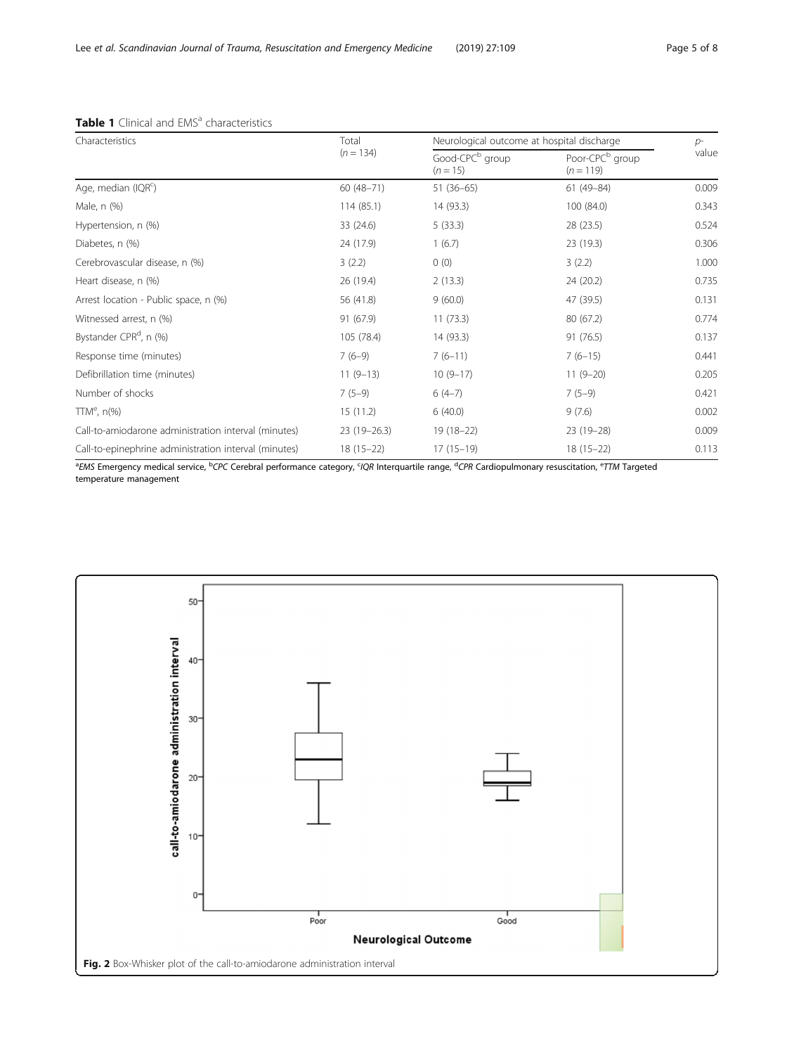**Table 1** Clinical and EMS[a] characteristics

| Characteristics | Total (n = 134) | Neurological outcome at hospital discharge | | p-value |
|---|---|---|---|---|
| | | Good-CPC[b] group (n = 15) | Poor-CPC[b] group (n = 119) | |
| Age, median (IQR[c]) | 60 (48–71) | 51 (36–65) | 61 (49–84) | 0.009 |
| Male, n (%) | 114 (85.1) | 14 (93.3) | 100 (84.0) | 0.343 |
| Hypertension, n (%) | 33 (24.6) | 5 (33.3) | 28 (23.5) | 0.524 |
| Diabetes, n (%) | 24 (17.9) | 1 (6.7) | 23 (19.3) | 0.306 |
| Cerebrovascular disease, n (%) | 3 (2.2) | 0 (0) | 3 (2.2) | 1.000 |
| Heart disease, n (%) | 26 (19.4) | 2 (13.3) | 24 (20.2) | 0.735 |
| Arrest location - Public space, n (%) | 56 (41.8) | 9 (60.0) | 47 (39.5) | 0.131 |
| Witnessed arrest, n (%) | 91 (67.9) | 11 (73.3) | 80 (67.2) | 0.774 |
| Bystander CPR[d], n (%) | 105 (78.4) | 14 (93.3) | 91 (76.5) | 0.137 |
| Response time (minutes) | 7 (6–9) | 7 (6–11) | 7 (6–15) | 0.441 |
| Defibrillation time (minutes) | 11 (9–13) | 10 (9–17) | 11 (9–20) | 0.205 |
| Number of shocks | 7 (5–9) | 6 (4–7) | 7 (5–9) | 0.421 |
| TTM[e], n(%) | 15 (11.2) | 6 (40.0) | 9 (7.6) | 0.002 |
| Call-to-amiodarone administration interval (minutes) | 23 (19–26.3) | 19 (18–22) | 23 (19–28) | 0.009 |
| Call-to-epinephrine administration interval (minutes) | 18 (15–22) | 17 (15–19) | 18 (15–22) | 0.113 |

[a]*EMS* Emergency medical service, [b]*CPC* Cerebral performance category, [c]*IQR* Interquartile range, [d]*CPR* Cardiopulmonary resuscitation, [e]*TTM* Targeted temperature management

**Fig. 2** Box-Whisker plot of the call-to-amiodarone administration interval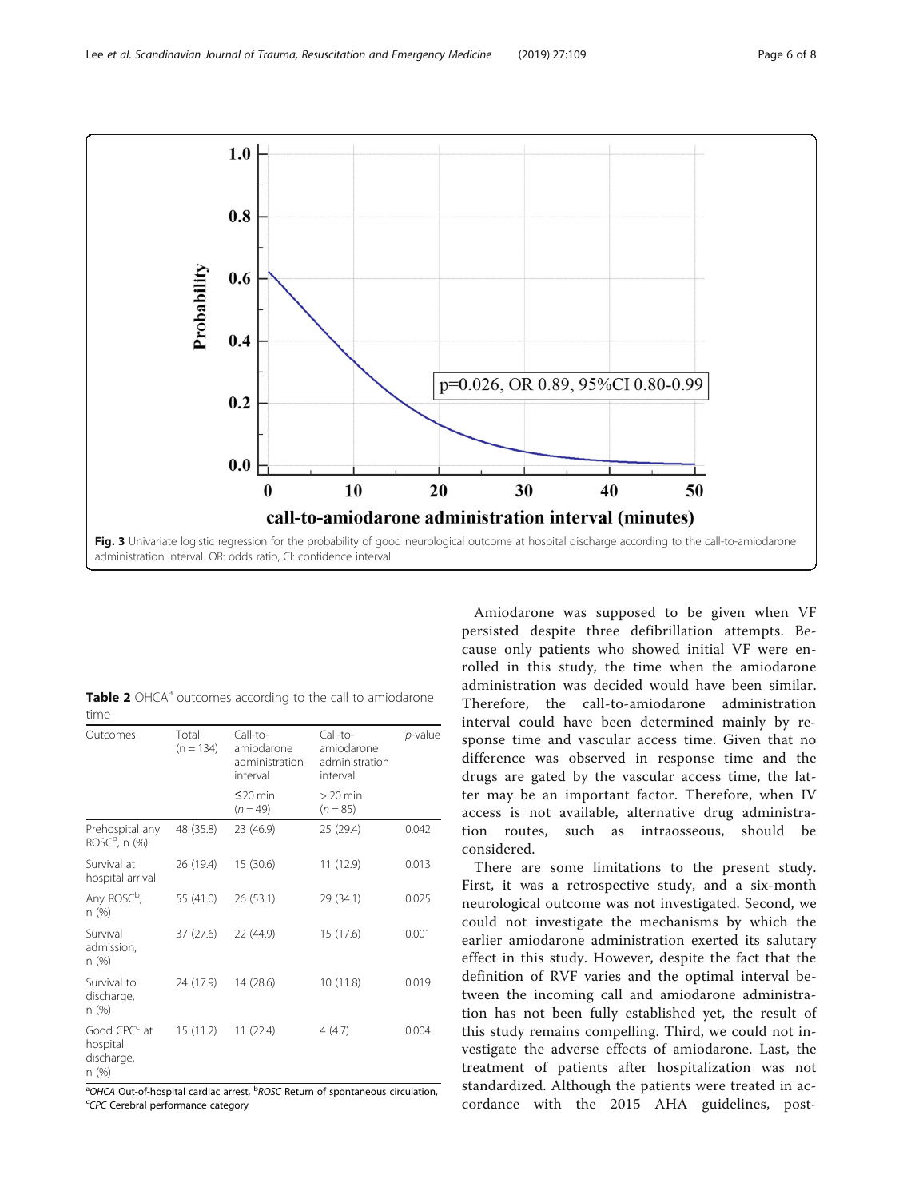Fig. 3 Univariate logistic regression for the probability of good neurological outcome at hospital discharge according to the call-to-amiodarone administration interval. OR: odds ratio, CI: confidence interval

**Table 2** OHCA[a] outcomes according to the call to amiodarone time

| Outcomes | Total (n = 134) | Call-to-amiodarone administration interval | Call-to-amiodarone administration interval | p-value |
|---|---|---|---|---|
| | | ≤20 min (n = 49) | > 20 min (n = 85) | |
| Prehospital any ROSC[b], n (%) | 48 (35.8) | 23 (46.9) | 25 (29.4) | 0.042 |
| Survival at hospital arrival | 26 (19.4) | 15 (30.6) | 11 (12.9) | 0.013 |
| Any ROSC[b], n (%) | 55 (41.0) | 26 (53.1) | 29 (34.1) | 0.025 |
| Survival admission, n (%) | 37 (27.6) | 22 (44.9) | 15 (17.6) | 0.001 |
| Survival to discharge, n (%) | 24 (17.9) | 14 (28.6) | 10 (11.8) | 0.019 |
| Good CPC[c] at hospital discharge, n (%) | 15 (11.2) | 11 (22.4) | 4 (4.7) | 0.004 |

[a]*OHCA* Out-of-hospital cardiac arrest, [b]*ROSC* Return of spontaneous circulation, [c]*CPC* Cerebral performance category

Amiodarone was supposed to be given when VF persisted despite three defibrillation attempts. Because only patients who showed initial VF were enrolled in this study, the time when the amiodarone administration was decided would have been similar. Therefore, the call-to-amiodarone administration interval could have been determined mainly by response time and vascular access time. Given that no difference was observed in response time and the drugs are gated by the vascular access time, the latter may be an important factor. Therefore, when IV access is not available, alternative drug administration routes, such as intraosseous, should be considered.

There are some limitations to the present study. First, it was a retrospective study, and a six-month neurological outcome was not investigated. Second, we could not investigate the mechanisms by which the earlier amiodarone administration exerted its salutary effect in this study. However, despite the fact that the definition of RVF varies and the optimal interval between the incoming call and amiodarone administration has not been fully established yet, the result of this study remains compelling. Third, we could not investigate the adverse effects of amiodarone. Last, the treatment of patients after hospitalization was not standardized. Although the patients were treated in accordance with the 2015 AHA guidelines, post-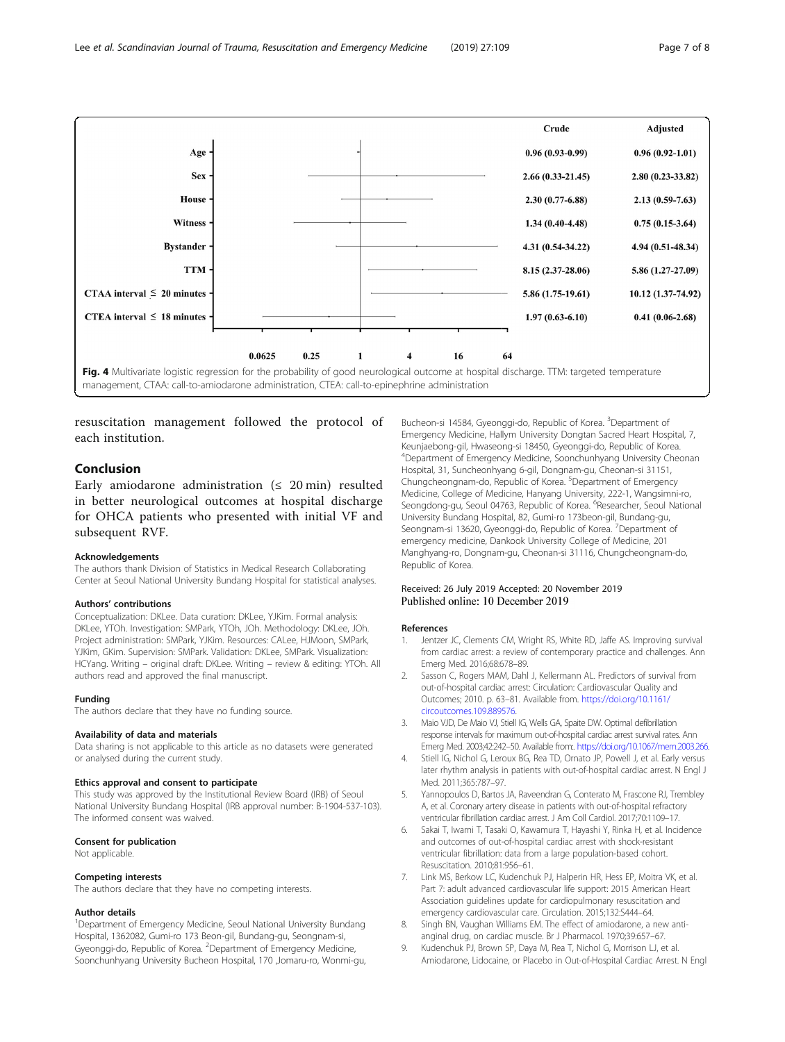| | Crude | Adjusted |
| --- | --- | --- |
| Age | 0.96 (0.93-0.99) | 0.96 (0.92-1.01) |
| Sex | 2.66 (0.33-21.45) | 2.80 (0.23-33.82) |
| House | 2.30 (0.77-6.88) | 2.13 (0.59-7.63) |
| Witness | 1.34 (0.40-4.48) | 0.75 (0.15-3.64) |
| Bystander | 4.31 (0.54-34.22) | 4.94 (0.51-48.34) |
| TTM | 8.15 (2.37-28.06) | 5.86 (1.27-27.09) |
| CTAA interval ≤ 20 minutes | 5.86 (1.75-19.61) | 10.12 (1.37-74.92) |
| CTEA interval ≤ 18 minutes | 1.97 (0.63-6.10) | 0.41 (0.06-2.68) |

**Fig. 4** Multivariate logistic regression for the probability of good neurological outcome at hospital discharge. TTM: targeted temperature management, CTAA: call-to-amiodarone administration, CTEA: call-to-epinephrine administration

resuscitation management followed the protocol of each institution.

## Conclusion

Early amiodarone administration (≤ 20 min) resulted in better neurological outcomes at hospital discharge for OHCA patients who presented with initial VF and subsequent RVF.

### Acknowledgements

The authors thank Division of Statistics in Medical Research Collaborating Center at Seoul National University Bundang Hospital for statistical analyses.

### Authors' contributions

Conceptualization: DKLee. Data curation: DKLee, YJKim. Formal analysis: DKLee, YTOh. Investigation: SMPark, YTOh, JOh. Methodology: DKLee, JOh. Project administration: SMPark, YJKim. Resources: CALee, HJMoon, SMPark, YJKim, GKim. Supervision: SMPark. Validation: DKLee, SMPark. Visualization: HCYang. Writing – original draft: DKLee. Writing – review & editing: YTOh. All authors read and approved the final manuscript.

### Funding

The authors declare that they have no funding source.

### Availability of data and materials

Data sharing is not applicable to this article as no datasets were generated or analysed during the current study.

### Ethics approval and consent to participate

This study was approved by the Institutional Review Board (IRB) of Seoul National University Bundang Hospital (IRB approval number: B-1904-537-103). The informed consent was waived.

### Consent for publication

Not applicable.

### Competing interests

The authors declare that they have no competing interests.

### Author details

[1]Department of Emergency Medicine, Seoul National University Bundang Hospital, 1362082, Gumi-ro 173 Beon-gil, Bundang-gu, Seongnam-si, Gyeonggi-do, Republic of Korea. [2]Department of Emergency Medicine, Soonchunhyang University Bucheon Hospital, 170 ,Jomaru-ro, Wonmi-gu, Bucheon-si 14584, Gyeonggi-do, Republic of Korea. [3]Department of Emergency Medicine, Hallym University Dongtan Sacred Heart Hospital, 7, Keunjaebong-gil, Hwaseong-si 18450, Gyeonggi-do, Republic of Korea. [4]Department of Emergency Medicine, Soonchunhyang University Cheonan Hospital, 31, Suncheonhyang 6-gil, Dongnam-gu, Cheonan-si 31151, Chungcheongnam-do, Republic of Korea. [5]Department of Emergency Medicine, College of Medicine, Hanyang University, 222-1, Wangsimni-ro, Seongdong-gu, Seoul 04763, Republic of Korea. [6]Researcher, Seoul National University Bundang Hospital, 82, Gumi-ro 173beon-gil, Bundang-gu, Seongnam-si 13620, Gyeonggi-do, Republic of Korea. [7]Department of emergency medicine, Dankook University College of Medicine, 201 Manghyang-ro, Dongnam-gu, Cheonan-si 31116, Chungcheongnam-do, Republic of Korea.

Received: 26 July 2019 Accepted: 20 November 2019
Published online: 10 December 2019

### References

1. Jentzer JC, Clements CM, Wright RS, White RD, Jaffe AS. Improving survival from cardiac arrest: a review of contemporary practice and challenges. Ann Emerg Med. 2016;68:678–89.
2. Sasson C, Rogers MAM, Dahl J, Kellermann AL. Predictors of survival from out-of-hospital cardiac arrest: Circulation: Cardiovascular Quality and Outcomes; 2010. p. 63–81. Available from. https://doi.org/10.1161/circoutcomes.109.889576.
3. Maio VJD, De Maio VJ, Stiell IG, Wells GA, Spaite DW. Optimal defibrillation response intervals for maximum out-of-hospital cardiac arrest survival rates. Ann Emerg Med. 2003;42:242–50. Available from:. https://doi.org/10.1067/mem.2003.266.
4. Stiell IG, Nichol G, Leroux BG, Rea TD, Ornato JP, Powell J, et al. Early versus later rhythm analysis in patients with out-of-hospital cardiac arrest. N Engl J Med. 2011;365:787–97.
5. Yannopoulos D, Bartos JA, Raveendran G, Conterato M, Frascone RJ, Trembley A, et al. Coronary artery disease in patients with out-of-hospital refractory ventricular fibrillation cardiac arrest. J Am Coll Cardiol. 2017;70:1109–17.
6. Sakai T, Iwami T, Tasaki O, Kawamura T, Hayashi Y, Rinka H, et al. Incidence and outcomes of out-of-hospital cardiac arrest with shock-resistant ventricular fibrillation: data from a large population-based cohort. Resuscitation. 2010;81:956–61.
7. Link MS, Berkow LC, Kudenchuk PJ, Halperin HR, Hess EP, Moitra VK, et al. Part 7: adult advanced cardiovascular life support: 2015 American Heart Association guidelines update for cardiopulmonary resuscitation and emergency cardiovascular care. Circulation. 2015;132:S444–64.
8. Singh BN, Vaughan Williams EM. The effect of amiodarone, a new anti-anginal drug, on cardiac muscle. Br J Pharmacol. 1970;39:657–67.
9. Kudenchuk PJ, Brown SP, Daya M, Rea T, Nichol G, Morrison LJ, et al. Amiodarone, Lidocaine, or Placebo in Out-of-Hospital Cardiac Arrest. N Engl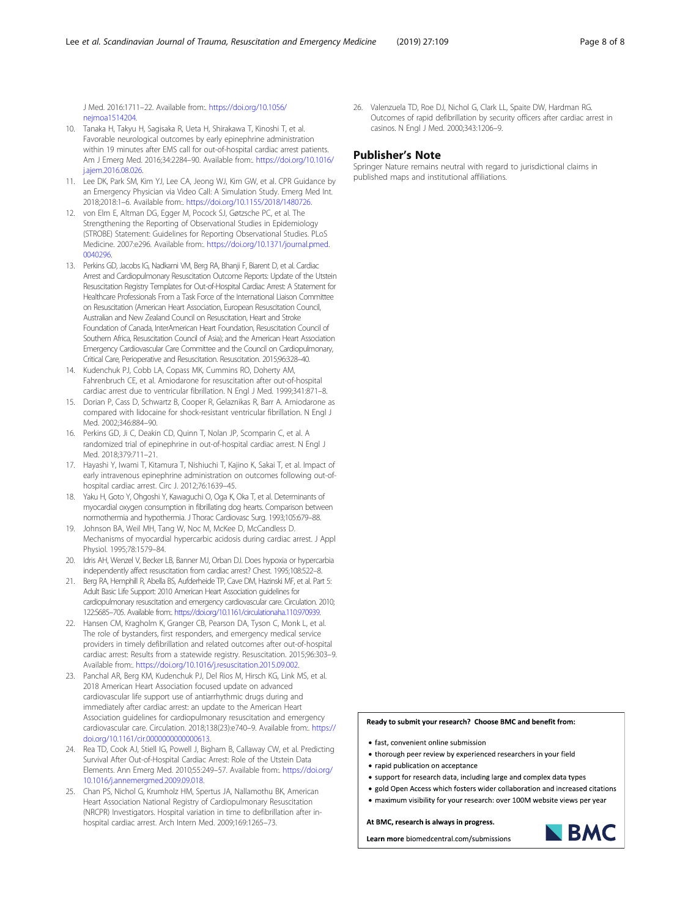J Med. 2016:1711–22. Available from:. https://doi.org/10.1056/nejmoa1514204.

10. Tanaka H, Takyu H, Sagisaka R, Ueta H, Shirakawa T, Kinoshi T, et al. Favorable neurological outcomes by early epinephrine administration within 19 minutes after EMS call for out-of-hospital cardiac arrest patients. Am J Emerg Med. 2016;34:2284–90. Available from:. https://doi.org/10.1016/j.ajem.2016.08.026.
11. Lee DK, Park SM, Kim YJ, Lee CA, Jeong WJ, Kim GW, et al. CPR Guidance by an Emergency Physician via Video Call: A Simulation Study. Emerg Med Int. 2018;2018:1–6. Available from:. https://doi.org/10.1155/2018/1480726.
12. von Elm E, Altman DG, Egger M, Pocock SJ, Gøtzsche PC, et al. The Strengthening the Reporting of Observational Studies in Epidemiology (STROBE) Statement: Guidelines for Reporting Observational Studies. PLoS Medicine. 2007:e296. Available from:. https://doi.org/10.1371/journal.pmed.0040296.
13. Perkins GD, Jacobs IG, Nadkarni VM, Berg RA, Bhanji F, Biarent D, et al. Cardiac Arrest and Cardiopulmonary Resuscitation Outcome Reports: Update of the Utstein Resuscitation Registry Templates for Out-of-Hospital Cardiac Arrest: A Statement for Healthcare Professionals From a Task Force of the International Liaison Committee on Resuscitation (American Heart Association, European Resuscitation Council, Australian and New Zealand Council on Resuscitation, Heart and Stroke Foundation of Canada, InterAmerican Heart Foundation, Resuscitation Council of Southern Africa, Resuscitation Council of Asia); and the American Heart Association Emergency Cardiovascular Care Committee and the Council on Cardiopulmonary, Critical Care, Perioperative and Resuscitation. Resuscitation. 2015;96:328–40.
14. Kudenchuk PJ, Cobb LA, Copass MK, Cummins RO, Doherty AM, Fahrenbruch CE, et al. Amiodarone for resuscitation after out-of-hospital cardiac arrest due to ventricular fibrillation. N Engl J Med. 1999;341:871–8.
15. Dorian P, Cass D, Schwartz B, Cooper R, Gelaznikas R, Barr A. Amiodarone as compared with lidocaine for shock-resistant ventricular fibrillation. N Engl J Med. 2002;346:884–90.
16. Perkins GD, Ji C, Deakin CD, Quinn T, Nolan JP, Scomparin C, et al. A randomized trial of epinephrine in out-of-hospital cardiac arrest. N Engl J Med. 2018;379:711–21.
17. Hayashi Y, Iwami T, Kitamura T, Nishiuchi T, Kajino K, Sakai T, et al. Impact of early intravenous epinephrine administration on outcomes following out-of-hospital cardiac arrest. Circ J. 2012;76:1639–45.
18. Yaku H, Goto Y, Ohgoshi Y, Kawaguchi O, Oga K, Oka T, et al. Determinants of myocardial oxygen consumption in fibrillating dog hearts. Comparison between normothermia and hypothermia. J Thorac Cardiovasc Surg. 1993;105:679–88.
19. Johnson BA, Weil MH, Tang W, Noc M, McKee D, McCandless D. Mechanisms of myocardial hypercarbic acidosis during cardiac arrest. J Appl Physiol. 1995;78:1579–84.
20. Idris AH, Wenzel V, Becker LB, Banner MJ, Orban DJ. Does hypoxia or hypercarbia independently affect resuscitation from cardiac arrest? Chest. 1995;108:522–8.
21. Berg RA, Hemphill R, Abella BS, Aufderheide TP, Cave DM, Hazinski MF, et al. Part 5: Adult Basic Life Support: 2010 American Heart Association guidelines for cardiopulmonary resuscitation and emergency cardiovascular care. Circulation. 2010;122:S685–705. Available from:. https://doi.org/10.1161/circulationaha.110.970939.
22. Hansen CM, Kragholm K, Granger CB, Pearson DA, Tyson C, Monk L, et al. The role of bystanders, first responders, and emergency medical service providers in timely defibrillation and related outcomes after out-of-hospital cardiac arrest: Results from a statewide registry. Resuscitation. 2015;96:303–9. Available from:. https://doi.org/10.1016/j.resuscitation.2015.09.002.
23. Panchal AR, Berg KM, Kudenchuk PJ, Del Rios M, Hirsch KG, Link MS, et al. 2018 American Heart Association focused update on advanced cardiovascular life support use of antiarrhythmic drugs during and immediately after cardiac arrest: an update to the American Heart Association guidelines for cardiopulmonary resuscitation and emergency cardiovascular care. Circulation. 2018;138(23):e740–9. Available from:. https://doi.org/10.1161/cir.0000000000000613.
24. Rea TD, Cook AJ, Stiell IG, Powell J, Bigham B, Callaway CW, et al. Predicting Survival After Out-of-Hospital Cardiac Arrest: Role of the Utstein Data Elements. Ann Emerg Med. 2010;55:249–57. Available from:. https://doi.org/10.1016/j.annemergmed.2009.09.018.
25. Chan PS, Nichol G, Krumholz HM, Spertus JA, Nallamothu BK, American Heart Association National Registry of Cardiopulmonary Resuscitation (NRCPR) Investigators. Hospital variation in time to defibrillation after in-hospital cardiac arrest. Arch Intern Med. 2009;169:1265–73.
26. Valenzuela TD, Roe DJ, Nichol G, Clark LL, Spaite DW, Hardman RG. Outcomes of rapid defibrillation by security officers after cardiac arrest in casinos. N Engl J Med. 2000;343:1206–9.

## Publisher's Note

Springer Nature remains neutral with regard to jurisdictional claims in published maps and institutional affiliations.

**Ready to submit your research? Choose BMC and benefit from:**

- fast, convenient online submission
- thorough peer review by experienced researchers in your field
- rapid publication on acceptance
- support for research data, including large and complex data types
- gold Open Access which fosters wider collaboration and increased citations
- maximum visibility for your research: over 100M website views per year

**At BMC, research is always in progress.**

**Learn more** biomedcentral.com/submissions

BMC